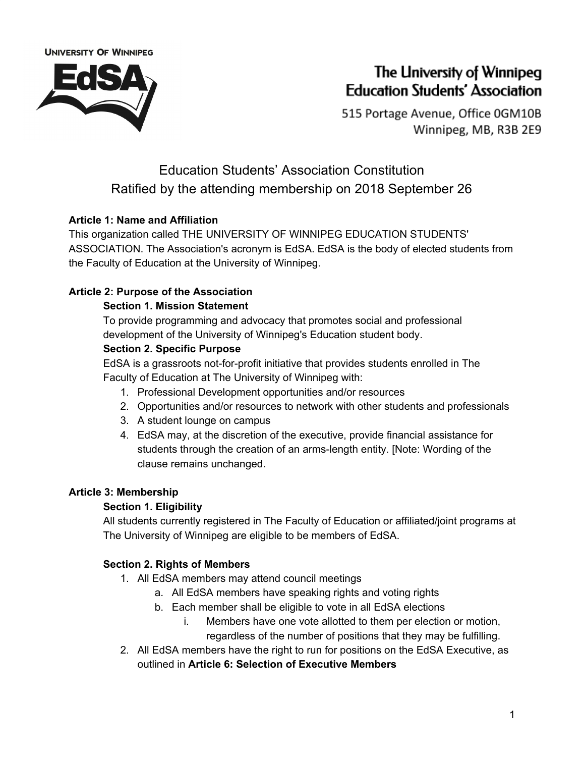UNIVERSITY OF WINNIPEG

EdSA

**The University of Winnipeg Education Students' Association**

515 Portage Avenue, Office 0GM10B
Winnipeg, MB, R3B 2E9

# Education Students' Association Constitution
## Ratified by the attending membership on 2018 September 26

**Article 1: Name and Affiliation**

This organization called THE UNIVERSITY OF WINNIPEG EDUCATION STUDENTS' ASSOCIATION. The Association's acronym is EdSA. EdSA is the body of elected students from the Faculty of Education at the University of Winnipeg.

**Article 2: Purpose of the Association**

**Section 1. Mission Statement**

To provide programming and advocacy that promotes social and professional development of the University of Winnipeg's Education student body.

**Section 2. Specific Purpose**

EdSA is a grassroots not-for-profit initiative that provides students enrolled in The Faculty of Education at The University of Winnipeg with:

1. Professional Development opportunities and/or resources
2. Opportunities and/or resources to network with other students and professionals
3. A student lounge on campus
4. EdSA may, at the discretion of the executive, provide financial assistance for students through the creation of an arms-length entity. [Note: Wording of the clause remains unchanged.

**Article 3: Membership**

**Section 1. Eligibility**

All students currently registered in The Faculty of Education or affiliated/joint programs at The University of Winnipeg are eligible to be members of EdSA.

**Section 2. Rights of Members**

1. All EdSA members may attend council meetings
    a. All EdSA members have speaking rights and voting rights
    b. Each member shall be eligible to vote in all EdSA elections
        i. Members have one vote allotted to them per election or motion, regardless of the number of positions that they may be fulfilling.
2. All EdSA members have the right to run for positions on the EdSA Executive, as outlined in **Article 6: Selection of Executive Members**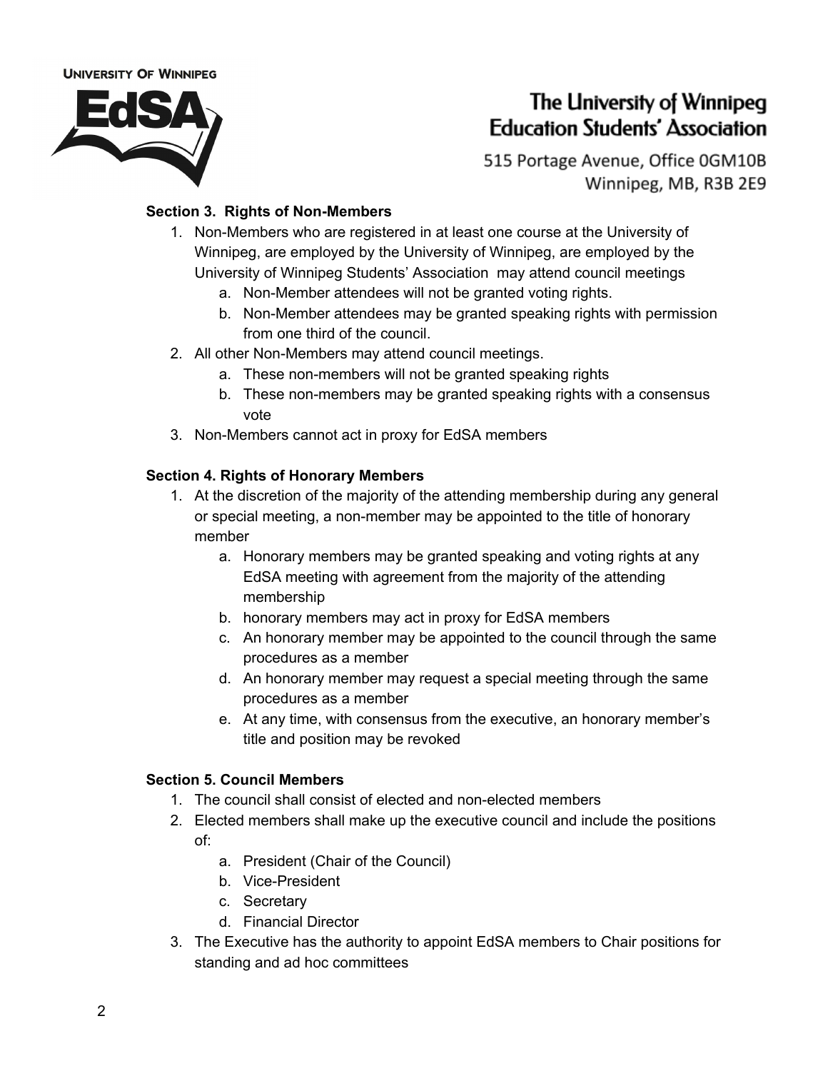### Section 3. Rights of Non-Members

1. Non-Members who are registered in at least one course at the University of Winnipeg, are employed by the University of Winnipeg, are employed by the University of Winnipeg Students' Association may attend council meetings
   a. Non-Member attendees will not be granted voting rights.
   b. Non-Member attendees may be granted speaking rights with permission from one third of the council.
2. All other Non-Members may attend council meetings.
   a. These non-members will not be granted speaking rights
   b. These non-members may be granted speaking rights with a consensus vote
3. Non-Members cannot act in proxy for EdSA members

### Section 4. Rights of Honorary Members

1. At the discretion of the majority of the attending membership during any general or special meeting, a non-member may be appointed to the title of honorary member
   a. Honorary members may be granted speaking and voting rights at any EdSA meeting with agreement from the majority of the attending membership
   b. honorary members may act in proxy for EdSA members
   c. An honorary member may be appointed to the council through the same procedures as a member
   d. An honorary member may request a special meeting through the same procedures as a member
   e. At any time, with consensus from the executive, an honorary member's title and position may be revoked

### Section 5. Council Members

1. The council shall consist of elected and non-elected members
2. Elected members shall make up the executive council and include the positions of:
   a. President (Chair of the Council)
   b. Vice-President
   c. Secretary
   d. Financial Director
3. The Executive has the authority to appoint EdSA members to Chair positions for standing and ad hoc committees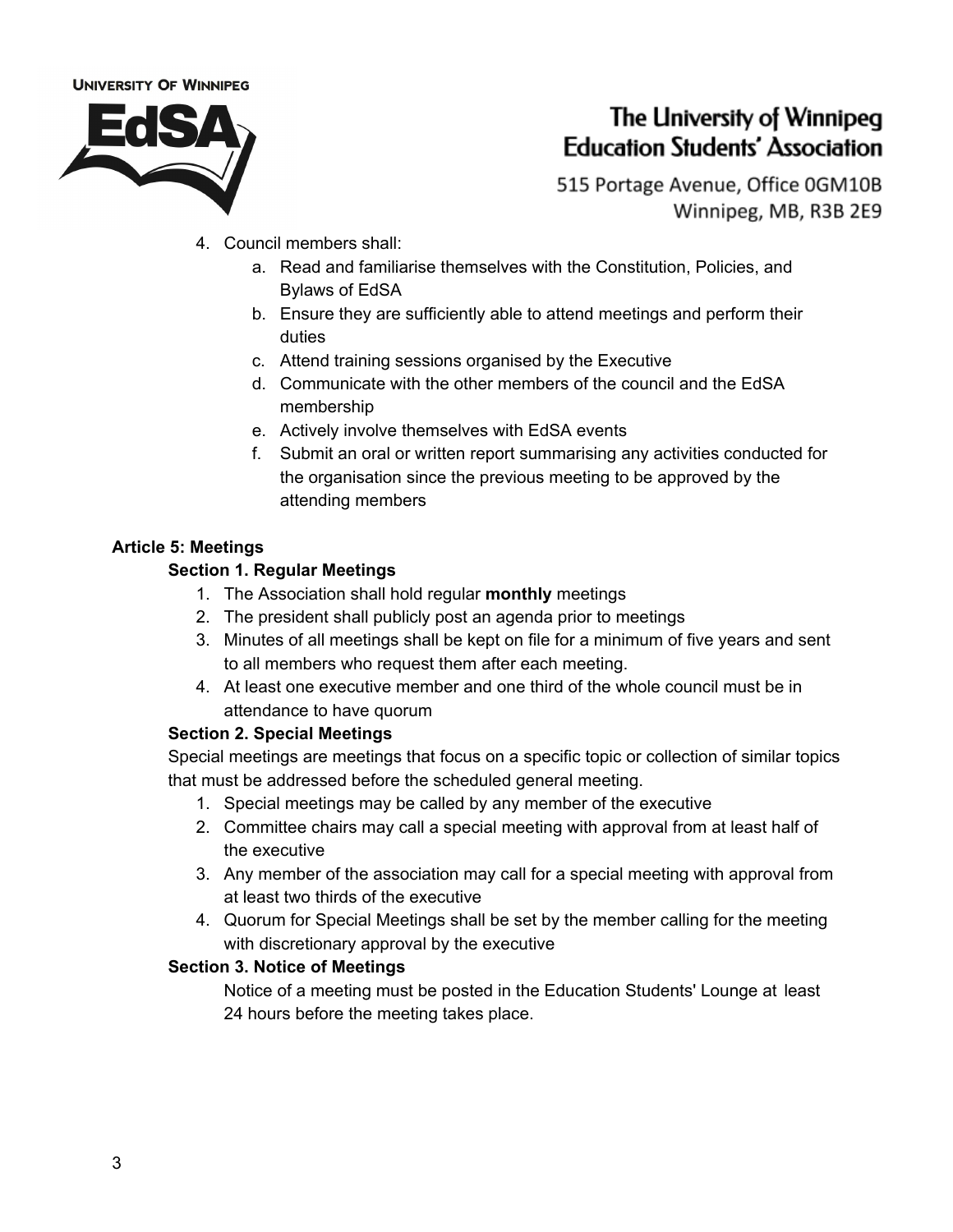4. Council members shall:
    a. Read and familiarise themselves with the Constitution, Policies, and Bylaws of EdSA
    b. Ensure they are sufficiently able to attend meetings and perform their duties
    c. Attend training sessions organised by the Executive
    d. Communicate with the other members of the council and the EdSA membership
    e. Actively involve themselves with EdSA events
    f. Submit an oral or written report summarising any activities conducted for the organisation since the previous meeting to be approved by the attending members

**Article 5: Meetings**

**Section 1. Regular Meetings**

1. The Association shall hold regular **monthly** meetings
2. The president shall publicly post an agenda prior to meetings
3. Minutes of all meetings shall be kept on file for a minimum of five years and sent to all members who request them after each meeting.
4. At least one executive member and one third of the whole council must be in attendance to have quorum

**Section 2. Special Meetings**

Special meetings are meetings that focus on a specific topic or collection of similar topics that must be addressed before the scheduled general meeting.

1. Special meetings may be called by any member of the executive
2. Committee chairs may call a special meeting with approval from at least half of the executive
3. Any member of the association may call for a special meeting with approval from at least two thirds of the executive
4. Quorum for Special Meetings shall be set by the member calling for the meeting with discretionary approval by the executive

**Section 3. Notice of Meetings**

Notice of a meeting must be posted in the Education Students' Lounge at least 24 hours before the meeting takes place.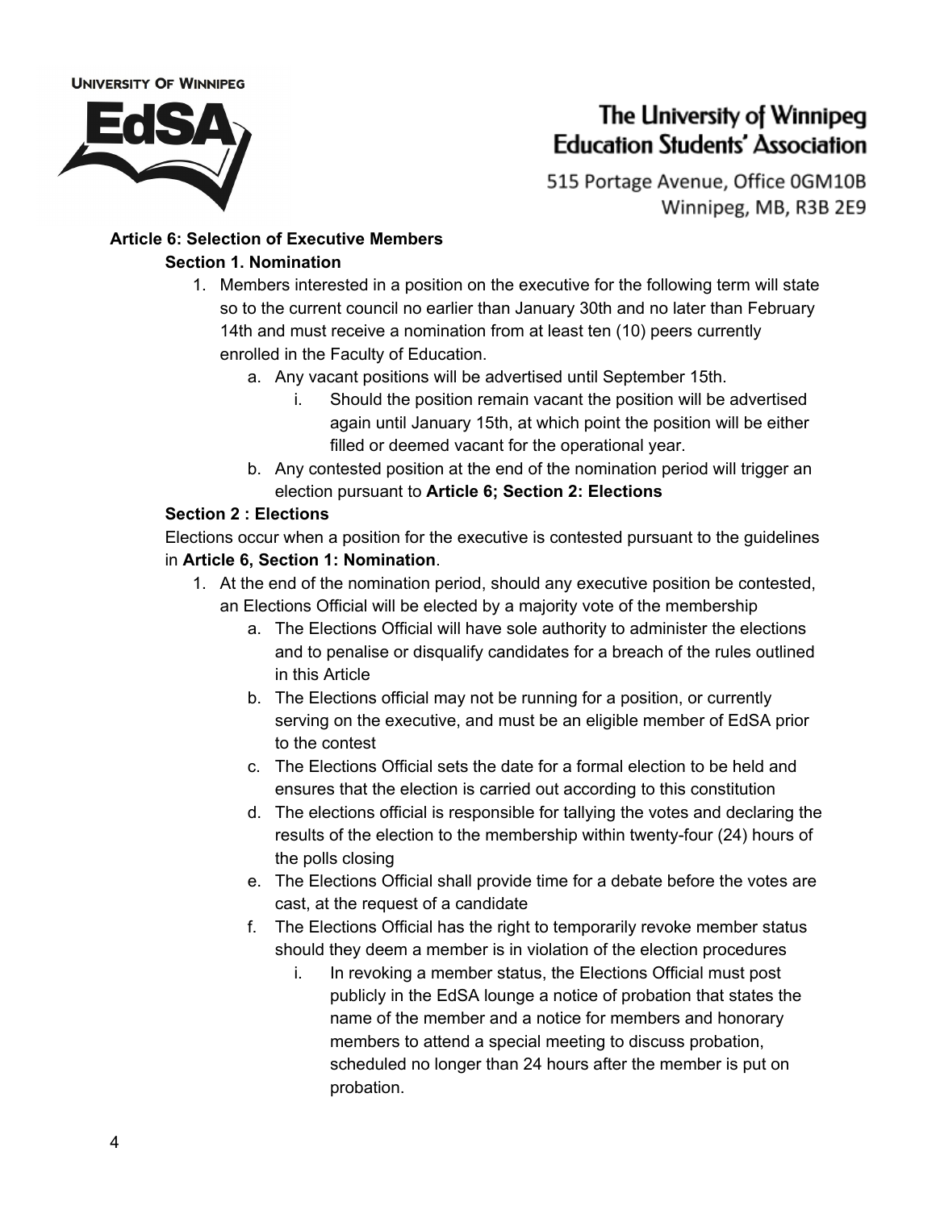**Article 6: Selection of Executive Members**

**Section 1. Nomination**

1. Members interested in a position on the executive for the following term will state so to the current council no earlier than January 30th and no later than February 14th and must receive a nomination from at least ten (10) peers currently enrolled in the Faculty of Education.
    a. Any vacant positions will be advertised until September 15th.
        i. Should the position remain vacant the position will be advertised again until January 15th, at which point the position will be either filled or deemed vacant for the operational year.
    b. Any contested position at the end of the nomination period will trigger an election pursuant to **Article 6; Section 2: Elections**

**Section 2 : Elections**

Elections occur when a position for the executive is contested pursuant to the guidelines in **Article 6, Section 1: Nomination**.

1. At the end of the nomination period, should any executive position be contested, an Elections Official will be elected by a majority vote of the membership
    a. The Elections Official will have sole authority to administer the elections and to penalise or disqualify candidates for a breach of the rules outlined in this Article
    b. The Elections official may not be running for a position, or currently serving on the executive, and must be an eligible member of EdSA prior to the contest
    c. The Elections Official sets the date for a formal election to be held and ensures that the election is carried out according to this constitution
    d. The elections official is responsible for tallying the votes and declaring the results of the election to the membership within twenty-four (24) hours of the polls closing
    e. The Elections Official shall provide time for a debate before the votes are cast, at the request of a candidate
    f. The Elections Official has the right to temporarily revoke member status should they deem a member is in violation of the election procedures
        i. In revoking a member status, the Elections Official must post publicly in the EdSA lounge a notice of probation that states the name of the member and a notice for members and honorary members to attend a special meeting to discuss probation, scheduled no longer than 24 hours after the member is put on probation.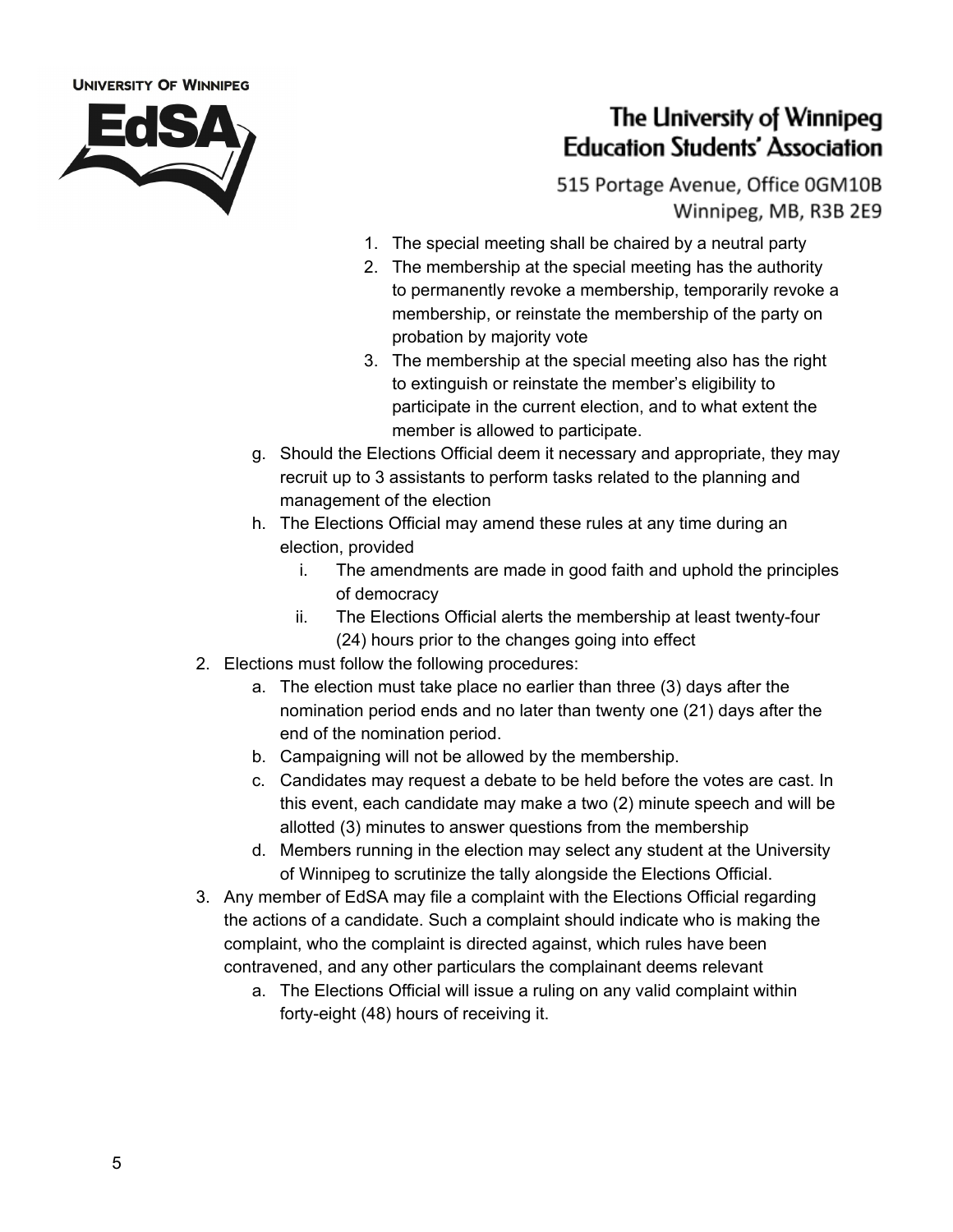1. The special meeting shall be chaired by a neutral party
2. The membership at the special meeting has the authority to permanently revoke a membership, temporarily revoke a membership, or reinstate the membership of the party on probation by majority vote
3. The membership at the special meeting also has the right to extinguish or reinstate the member's eligibility to participate in the current election, and to what extent the member is allowed to participate.

g. Should the Elections Official deem it necessary and appropriate, they may recruit up to 3 assistants to perform tasks related to the planning and management of the election

h. The Elections Official may amend these rules at any time during an election, provided
   - i. The amendments are made in good faith and uphold the principles of democracy
   - ii. The Elections Official alerts the membership at least twenty-four (24) hours prior to the changes going into effect

2. Elections must follow the following procedures:
   - a. The election must take place no earlier than three (3) days after the nomination period ends and no later than twenty one (21) days after the end of the nomination period.
   - b. Campaigning will not be allowed by the membership.
   - c. Candidates may request a debate to be held before the votes are cast. In this event, each candidate may make a two (2) minute speech and will be allotted (3) minutes to answer questions from the membership
   - d. Members running in the election may select any student at the University of Winnipeg to scrutinize the tally alongside the Elections Official.
3. Any member of EdSA may file a complaint with the Elections Official regarding the actions of a candidate. Such a complaint should indicate who is making the complaint, who the complaint is directed against, which rules have been contravened, and any other particulars the complainant deems relevant
   - a. The Elections Official will issue a ruling on any valid complaint within forty-eight (48) hours of receiving it.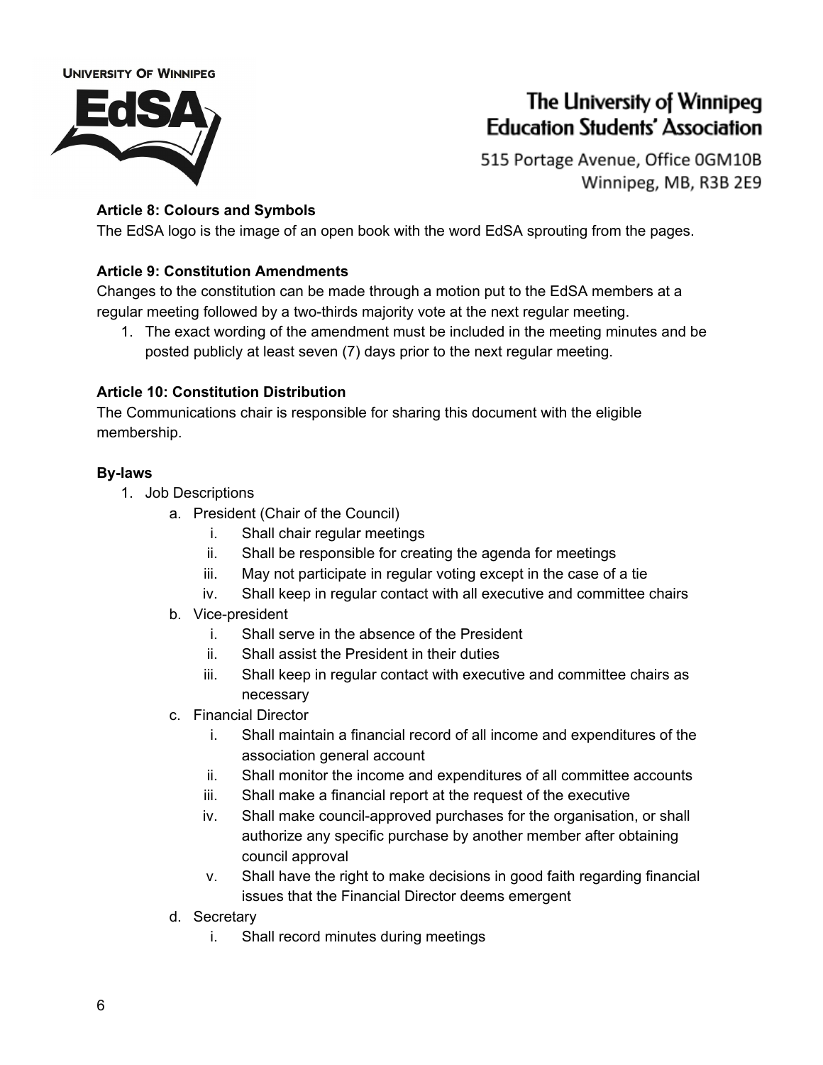**Article 8: Colours and Symbols**

The EdSA logo is the image of an open book with the word EdSA sprouting from the pages.

**Article 9: Constitution Amendments**

Changes to the constitution can be made through a motion put to the EdSA members at a regular meeting followed by a two-thirds majority vote at the next regular meeting.

1. The exact wording of the amendment must be included in the meeting minutes and be posted publicly at least seven (7) days prior to the next regular meeting.

**Article 10: Constitution Distribution**

The Communications chair is responsible for sharing this document with the eligible membership.

**By-laws**

1. Job Descriptions
    a. President (Chair of the Council)
        i. Shall chair regular meetings
        ii. Shall be responsible for creating the agenda for meetings
        iii. May not participate in regular voting except in the case of a tie
        iv. Shall keep in regular contact with all executive and committee chairs
    b. Vice-president
        i. Shall serve in the absence of the President
        ii. Shall assist the President in their duties
        iii. Shall keep in regular contact with executive and committee chairs as necessary
    c. Financial Director
        i. Shall maintain a financial record of all income and expenditures of the association general account
        ii. Shall monitor the income and expenditures of all committee accounts
        iii. Shall make a financial report at the request of the executive
        iv. Shall make council-approved purchases for the organisation, or shall authorize any specific purchase by another member after obtaining council approval
        v. Shall have the right to make decisions in good faith regarding financial issues that the Financial Director deems emergent
    d. Secretary
        i. Shall record minutes during meetings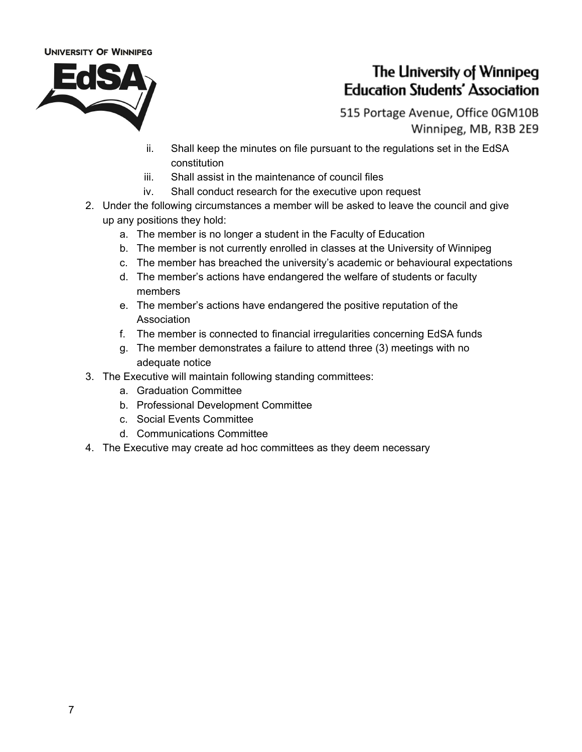ii. Shall keep the minutes on file pursuant to the regulations set in the EdSA constitution
iii. Shall assist in the maintenance of council files
iv. Shall conduct research for the executive upon request

2. Under the following circumstances a member will be asked to leave the council and give up any positions they hold:
   a. The member is no longer a student in the Faculty of Education
   b. The member is not currently enrolled in classes at the University of Winnipeg
   c. The member has breached the university's academic or behavioural expectations
   d. The member's actions have endangered the welfare of students or faculty members
   e. The member's actions have endangered the positive reputation of the Association
   f. The member is connected to financial irregularities concerning EdSA funds
   g. The member demonstrates a failure to attend three (3) meetings with no adequate notice
3. The Executive will maintain following standing committees:
   a. Graduation Committee
   b. Professional Development Committee
   c. Social Events Committee
   d. Communications Committee
4. The Executive may create ad hoc committees as they deem necessary